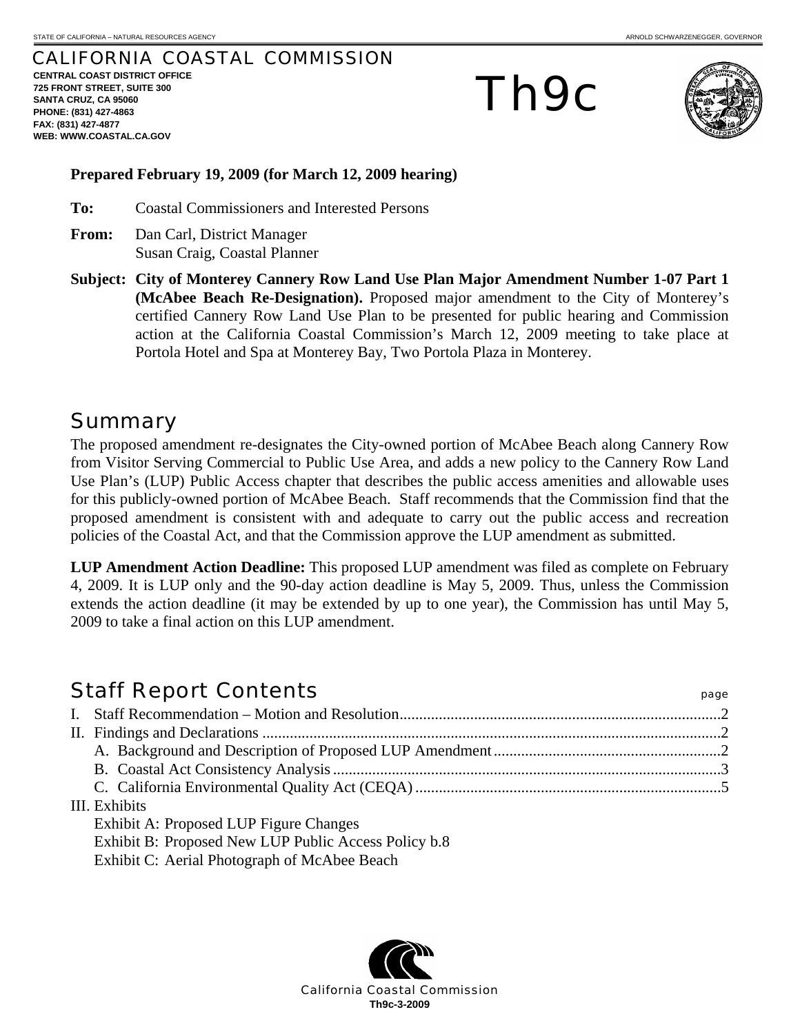STATE OF CALIFORNIA – NATURAL RESOURCES AGENCY — ARNOLD SCHWARZENEGGER, GOVERNOR

# CALIFORNIA COASTAL COMMISSION

**CENTRAL COAST DISTRICT OFFICE**
**725 FRONT STREET, SUITE 300**
**SANTA CRUZ, CA 95060**
**PHONE: (831) 427-4863**
**FAX: (831) 427-4877**
**WEB: WWW.COASTAL.CA.GOV**

# Th9c

**Prepared February 19, 2009 (for March 12, 2009 hearing)**

**To:** Coastal Commissioners and Interested Persons

**From:** Dan Carl, District Manager
Susan Craig, Coastal Planner

**Subject: City of Monterey Cannery Row Land Use Plan Major Amendment Number 1-07 Part 1 (McAbee Beach Re-Designation).** Proposed major amendment to the City of Monterey's certified Cannery Row Land Use Plan to be presented for public hearing and Commission action at the California Coastal Commission's March 12, 2009 meeting to take place at Portola Hotel and Spa at Monterey Bay, Two Portola Plaza in Monterey.

## Summary

The proposed amendment re-designates the City-owned portion of McAbee Beach along Cannery Row from Visitor Serving Commercial to Public Use Area, and adds a new policy to the Cannery Row Land Use Plan's (LUP) Public Access chapter that describes the public access amenities and allowable uses for this publicly-owned portion of McAbee Beach. Staff recommends that the Commission find that the proposed amendment is consistent with and adequate to carry out the public access and recreation policies of the Coastal Act, and that the Commission approve the LUP amendment as submitted.

**LUP Amendment Action Deadline:** This proposed LUP amendment was filed as complete on February 4, 2009. It is LUP only and the 90-day action deadline is May 5, 2009. Thus, unless the Commission extends the action deadline (it may be extended by up to one year), the Commission has until May 5, 2009 to take a final action on this LUP amendment.

## Staff Report Contents

| | page |
|---|---|
| I. Staff Recommendation – Motion and Resolution | 2 |
| II. Findings and Declarations | 2 |
| A. Background and Description of Proposed LUP Amendment | 2 |
| B. Coastal Act Consistency Analysis | 3 |
| C. California Environmental Quality Act (CEQA) | 5 |
| III. Exhibits | |
| Exhibit A: Proposed LUP Figure Changes | |
| Exhibit B: Proposed New LUP Public Access Policy b.8 | |
| Exhibit C: Aerial Photograph of McAbee Beach | |

California Coastal Commission
**Th9c-3-2009**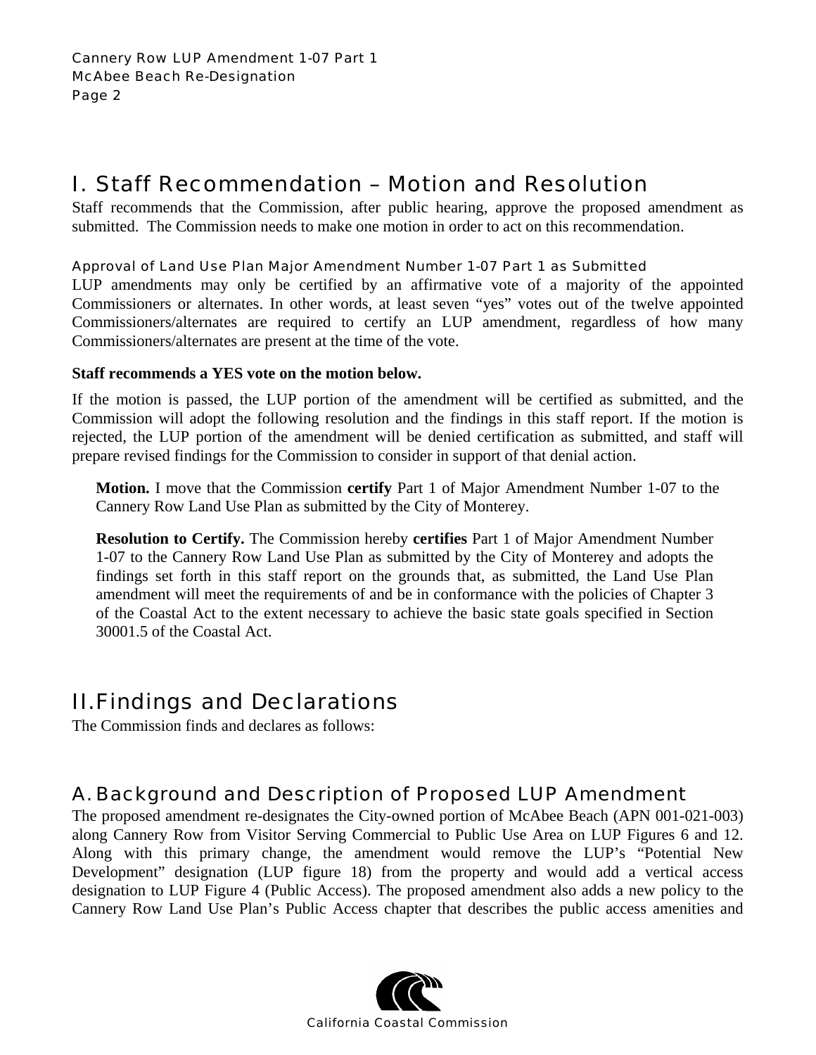# I. Staff Recommendation – Motion and Resolution

Staff recommends that the Commission, after public hearing, approve the proposed amendment as submitted. The Commission needs to make one motion in order to act on this recommendation.

### Approval of Land Use Plan Major Amendment Number 1-07 Part 1 as Submitted

LUP amendments may only be certified by an affirmative vote of a majority of the appointed Commissioners or alternates. In other words, at least seven "yes" votes out of the twelve appointed Commissioners/alternates are required to certify an LUP amendment, regardless of how many Commissioners/alternates are present at the time of the vote.

**Staff recommends a YES vote on the motion below.**

If the motion is passed, the LUP portion of the amendment will be certified as submitted, and the Commission will adopt the following resolution and the findings in this staff report. If the motion is rejected, the LUP portion of the amendment will be denied certification as submitted, and staff will prepare revised findings for the Commission to consider in support of that denial action.

> **Motion.** I move that the Commission **certify** Part 1 of Major Amendment Number 1-07 to the Cannery Row Land Use Plan as submitted by the City of Monterey.
>
> **Resolution to Certify.** The Commission hereby **certifies** Part 1 of Major Amendment Number 1-07 to the Cannery Row Land Use Plan as submitted by the City of Monterey and adopts the findings set forth in this staff report on the grounds that, as submitted, the Land Use Plan amendment will meet the requirements of and be in conformance with the policies of Chapter 3 of the Coastal Act to the extent necessary to achieve the basic state goals specified in Section 30001.5 of the Coastal Act.

# II. Findings and Declarations

The Commission finds and declares as follows:

## A. Background and Description of Proposed LUP Amendment

The proposed amendment re-designates the City-owned portion of McAbee Beach (APN 001-021-003) along Cannery Row from Visitor Serving Commercial to Public Use Area on LUP Figures 6 and 12. Along with this primary change, the amendment would remove the LUP's "Potential New Development" designation (LUP figure 18) from the property and would add a vertical access designation to LUP Figure 4 (Public Access). The proposed amendment also adds a new policy to the Cannery Row Land Use Plan's Public Access chapter that describes the public access amenities and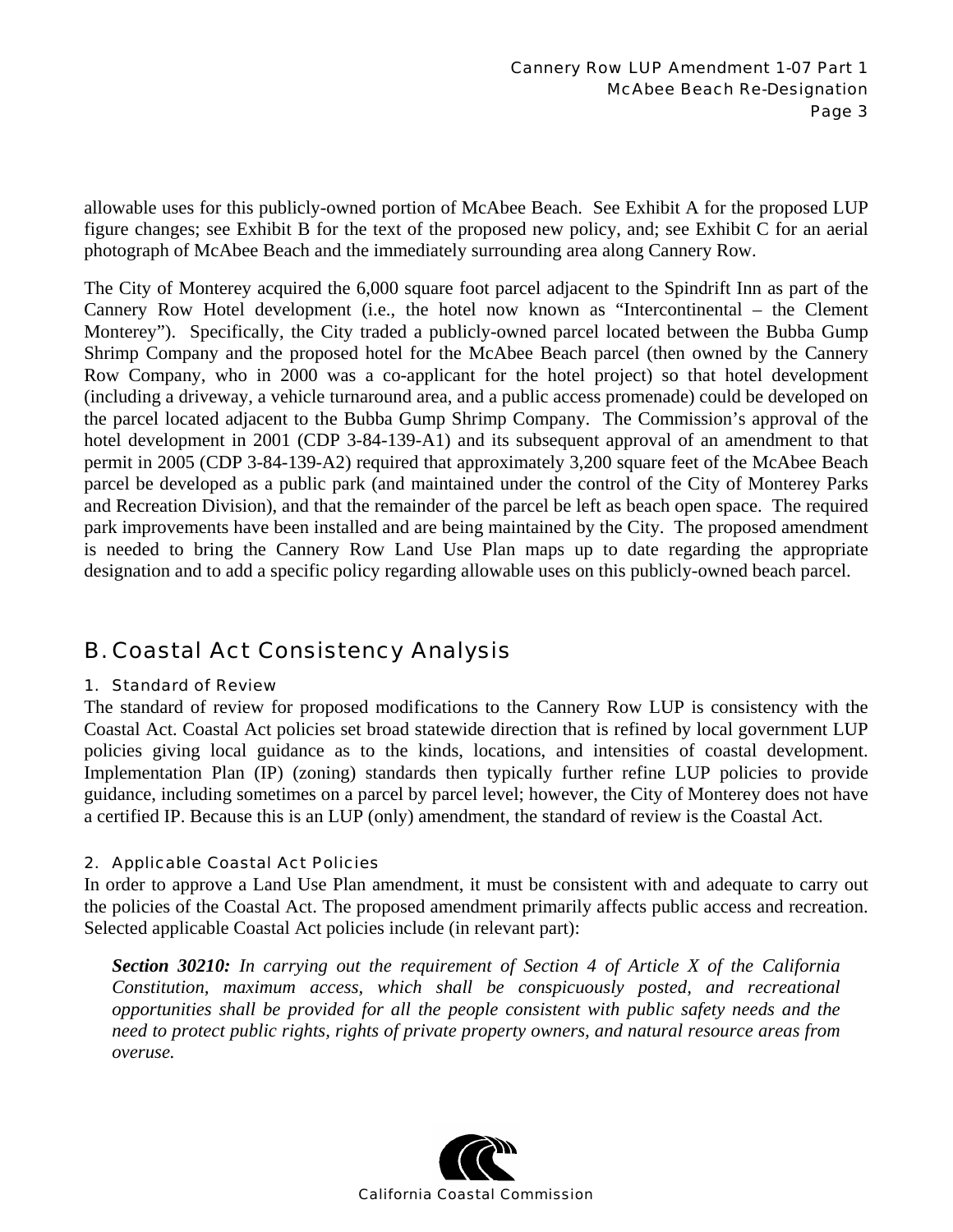allowable uses for this publicly-owned portion of McAbee Beach. See Exhibit A for the proposed LUP figure changes; see Exhibit B for the text of the proposed new policy, and; see Exhibit C for an aerial photograph of McAbee Beach and the immediately surrounding area along Cannery Row.

The City of Monterey acquired the 6,000 square foot parcel adjacent to the Spindrift Inn as part of the Cannery Row Hotel development (i.e., the hotel now known as "Intercontinental – the Clement Monterey"). Specifically, the City traded a publicly-owned parcel located between the Bubba Gump Shrimp Company and the proposed hotel for the McAbee Beach parcel (then owned by the Cannery Row Company, who in 2000 was a co-applicant for the hotel project) so that hotel development (including a driveway, a vehicle turnaround area, and a public access promenade) could be developed on the parcel located adjacent to the Bubba Gump Shrimp Company. The Commission's approval of the hotel development in 2001 (CDP 3-84-139-A1) and its subsequent approval of an amendment to that permit in 2005 (CDP 3-84-139-A2) required that approximately 3,200 square feet of the McAbee Beach parcel be developed as a public park (and maintained under the control of the City of Monterey Parks and Recreation Division), and that the remainder of the parcel be left as beach open space. The required park improvements have been installed and are being maintained by the City. The proposed amendment is needed to bring the Cannery Row Land Use Plan maps up to date regarding the appropriate designation and to add a specific policy regarding allowable uses on this publicly-owned beach parcel.

## B. Coastal Act Consistency Analysis

### 1. Standard of Review

The standard of review for proposed modifications to the Cannery Row LUP is consistency with the Coastal Act. Coastal Act policies set broad statewide direction that is refined by local government LUP policies giving local guidance as to the kinds, locations, and intensities of coastal development. Implementation Plan (IP) (zoning) standards then typically further refine LUP policies to provide guidance, including sometimes on a parcel by parcel level; however, the City of Monterey does not have a certified IP. Because this is an LUP (only) amendment, the standard of review is the Coastal Act.

### 2. Applicable Coastal Act Policies

In order to approve a Land Use Plan amendment, it must be consistent with and adequate to carry out the policies of the Coastal Act. The proposed amendment primarily affects public access and recreation. Selected applicable Coastal Act policies include (in relevant part):

> ***Section 30210:*** *In carrying out the requirement of Section 4 of Article X of the California Constitution, maximum access, which shall be conspicuously posted, and recreational opportunities shall be provided for all the people consistent with public safety needs and the need to protect public rights, rights of private property owners, and natural resource areas from overuse.*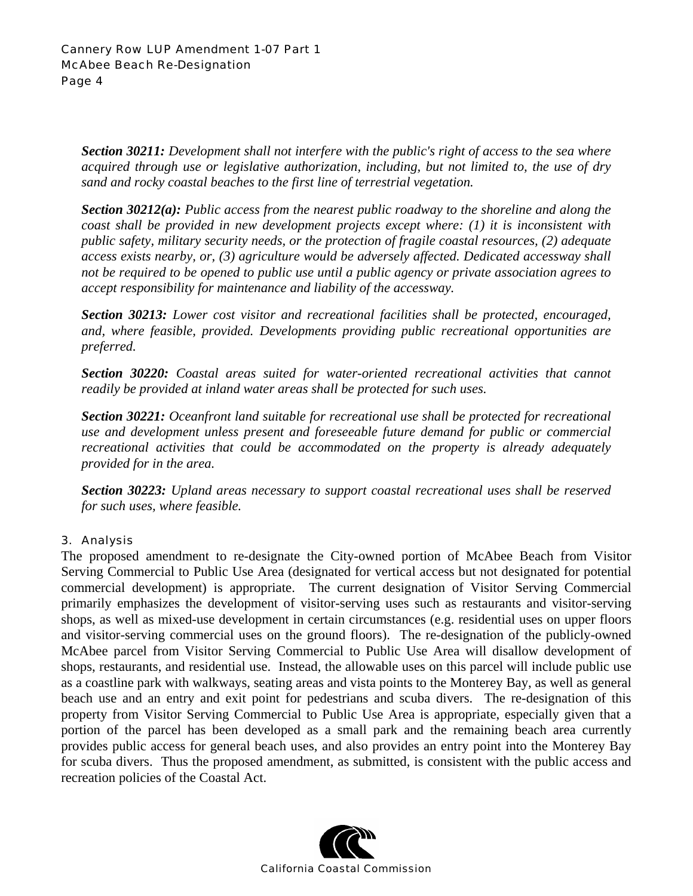***Section 30211:*** *Development shall not interfere with the public's right of access to the sea where acquired through use or legislative authorization, including, but not limited to, the use of dry sand and rocky coastal beaches to the first line of terrestrial vegetation.*

***Section 30212(a):*** *Public access from the nearest public roadway to the shoreline and along the coast shall be provided in new development projects except where: (1) it is inconsistent with public safety, military security needs, or the protection of fragile coastal resources, (2) adequate access exists nearby, or, (3) agriculture would be adversely affected. Dedicated accessway shall not be required to be opened to public use until a public agency or private association agrees to accept responsibility for maintenance and liability of the accessway.*

***Section 30213:*** *Lower cost visitor and recreational facilities shall be protected, encouraged, and, where feasible, provided. Developments providing public recreational opportunities are preferred.*

***Section 30220:*** *Coastal areas suited for water-oriented recreational activities that cannot readily be provided at inland water areas shall be protected for such uses.*

***Section 30221:*** *Oceanfront land suitable for recreational use shall be protected for recreational use and development unless present and foreseeable future demand for public or commercial recreational activities that could be accommodated on the property is already adequately provided for in the area.*

***Section 30223:*** *Upland areas necessary to support coastal recreational uses shall be reserved for such uses, where feasible.*

### 3. Analysis

The proposed amendment to re-designate the City-owned portion of McAbee Beach from Visitor Serving Commercial to Public Use Area (designated for vertical access but not designated for potential commercial development) is appropriate. The current designation of Visitor Serving Commercial primarily emphasizes the development of visitor-serving uses such as restaurants and visitor-serving shops, as well as mixed-use development in certain circumstances (e.g. residential uses on upper floors and visitor-serving commercial uses on the ground floors). The re-designation of the publicly-owned McAbee parcel from Visitor Serving Commercial to Public Use Area will disallow development of shops, restaurants, and residential use. Instead, the allowable uses on this parcel will include public use as a coastline park with walkways, seating areas and vista points to the Monterey Bay, as well as general beach use and an entry and exit point for pedestrians and scuba divers. The re-designation of this property from Visitor Serving Commercial to Public Use Area is appropriate, especially given that a portion of the parcel has been developed as a small park and the remaining beach area currently provides public access for general beach uses, and also provides an entry point into the Monterey Bay for scuba divers. Thus the proposed amendment, as submitted, is consistent with the public access and recreation policies of the Coastal Act.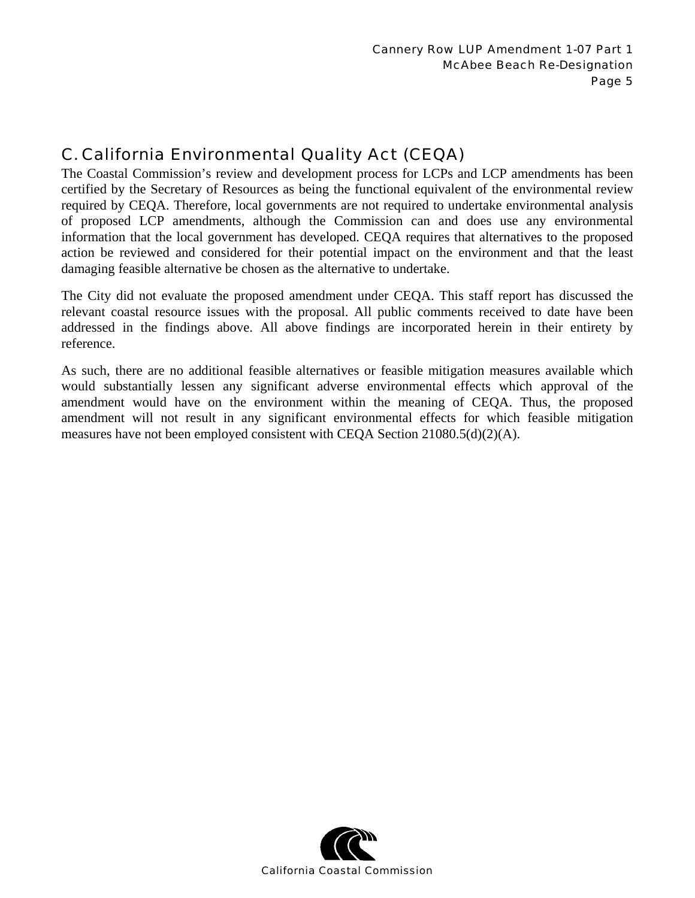## C. California Environmental Quality Act (CEQA)

The Coastal Commission's review and development process for LCPs and LCP amendments has been certified by the Secretary of Resources as being the functional equivalent of the environmental review required by CEQA. Therefore, local governments are not required to undertake environmental analysis of proposed LCP amendments, although the Commission can and does use any environmental information that the local government has developed. CEQA requires that alternatives to the proposed action be reviewed and considered for their potential impact on the environment and that the least damaging feasible alternative be chosen as the alternative to undertake.

The City did not evaluate the proposed amendment under CEQA. This staff report has discussed the relevant coastal resource issues with the proposal. All public comments received to date have been addressed in the findings above. All above findings are incorporated herein in their entirety by reference.

As such, there are no additional feasible alternatives or feasible mitigation measures available which would substantially lessen any significant adverse environmental effects which approval of the amendment would have on the environment within the meaning of CEQA. Thus, the proposed amendment will not result in any significant environmental effects for which feasible mitigation measures have not been employed consistent with CEQA Section 21080.5(d)(2)(A).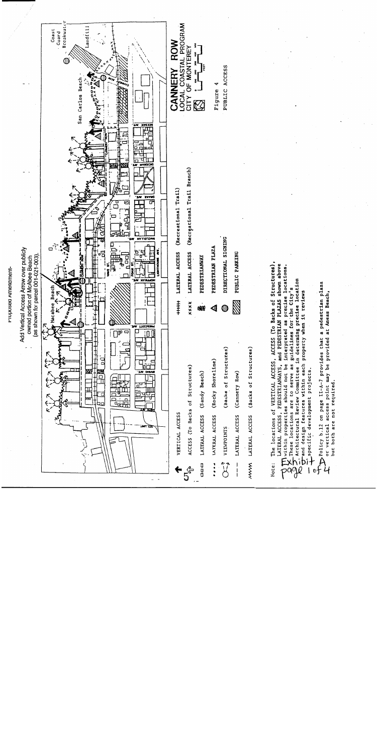Proposed Amendment-

Add Vertical Access Arrow over publicly owned portion of McAbee Beach (as shown for parcel 001-021-003).

Macabee Beach

San Carlos Beach

Coast Guard Breakwater

Landfill

**CANNERY ROW**
**LOCAL COASTAL PROGRAM**
**CITY OF MONTEREY**

Figure 4
PUBLIC ACCESS

| Symbol | Description |
|---|---|
| ↑ | VERTICAL ACCESS |
| 5 | ACCESS (To Backs of Structures) |
| □□□ | LATERAL ACCESS (Sandy Beach) |
| .... | LATERAL ACCESS (Rocky Shoreline) |
| | VIEWPOINTS (Backs of Structures) |
| --- | LATERAL ACCESS (Cannery Row) |
| ^^^^ | LATERAL ACCESS (Backs of Structures) |
| ++++ | LATERAL ACCESS (Recreational Trail) |
| xxxx | LATERAL ACCESS (Recreational Trail Branch) |
| | PEDESTRIANWAY |
| | PEDESTRIAN PLAZA |
| | DIRECTIONAL SIGNING |
| | PUBLIC PARKING |

Note: The locations of VERTICAL ACCESS, ACCESS (To Backs of Structures), LATERAL ACCESS, PEDESTRIANWAYS, and PEDESTRIAN PLAZAS shown above within properties should not be interpreted as precise locations. These locations are to serve as guidelines for the City's Architectural Review Committee in determing precise location and design features within each property when it reviews specific development projects.

Policy b.12 on page II-A-7 provides that a pedestrian plaza or vertical access point may be provided at Aneas Beach, but both are not required.

Exhibit A
page 1 of 4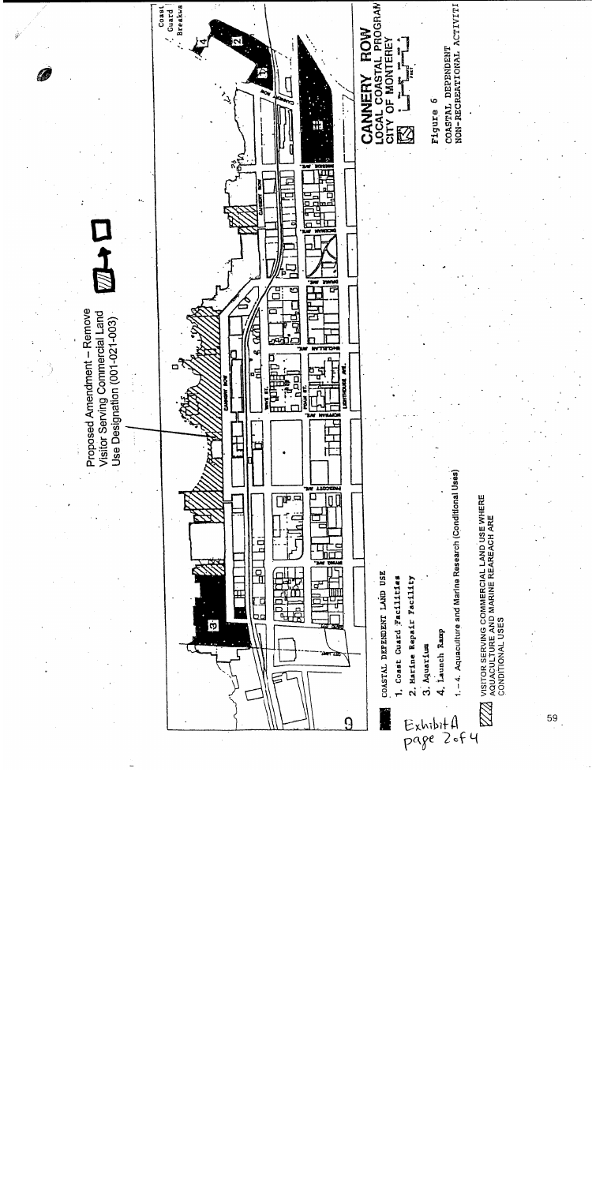Proposed Amendment – Remove Visitor Serving Commercial Land Use Designation (001-021-003)

# CANNERY ROW
## LOCAL COASTAL PROGRAM
## CITY OF MONTEREY

Figure 6

COASTAL DEPENDENT NON-RECREATIONAL ACTIVITI

COASTAL DEPENDENT LAND USE

1. Coast Guard Facilities
2. Marine Repair Facility
3. Aquarium
4. Launch Ramp

1.–4. Aquaculture and Marine Research (Conditional Uses)

VISITOR SERVING COMMERCIAL LAND USE WHERE AQUACULTURE AND MARINE REAREACH ARE CONDITIONAL USES

Coast Guard Breakwa

Exhibit A
page 2 of 4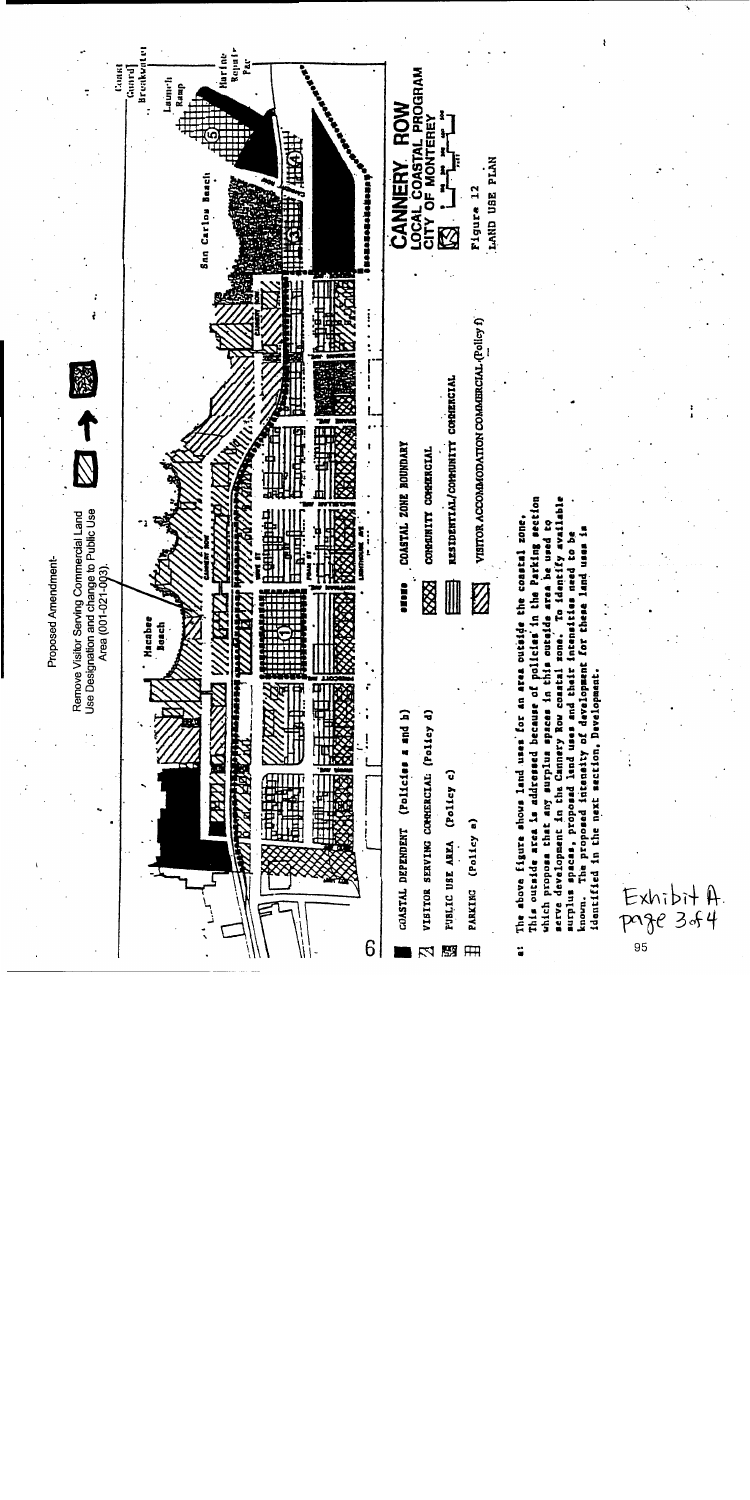Proposed Amendment-

Remove Visitor Serving Commercial Land Use Designation and change to Public Use Area (001-021-003).

COASTAL DEPENDENT (Policies a and b)

VISITOR SERVING COMMERCIAL (Policy d)

PUBLIC USE AREA (Policy c)

PARKING (Policy e)

COASTAL ZONE BOUNDARY

COMMUNITY COMMERCIAL

RESIDENTIAL/COMMUNITY COMMERCIAL

VISITOR ACCOMMODATION COMMERCIAL (Policy f)

# CANNERY ROW
## LOCAL COASTAL PROGRAM
## CITY OF MONTEREY

Figure 12
LAND USE PLAN

*: The above figure shows land uses for an area outside the coastal zone. This outside area is addressed because of policies in the Parking section which propose that any surplus spaces in this outside area be used to serve development in the Cannery Row coastal zone. To identify available surplus spaces, proposed land uses and their intensities need to be known. The proposed intensity of development for these land uses is identified in the next section, Development.

Exhibit A
page 3 of 4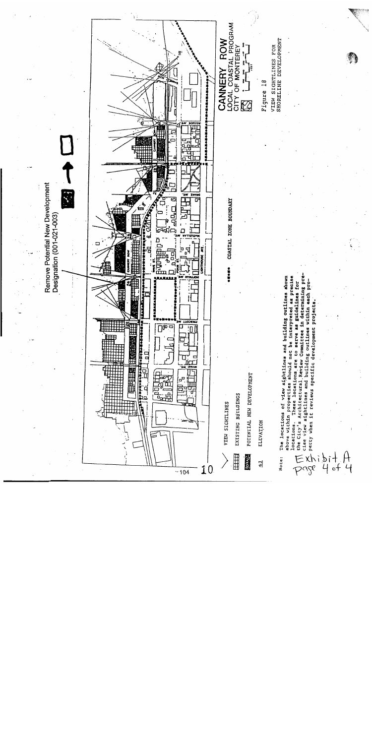Remove Potential New Development Designation (001-021-003)

CANNERY ROW
LOCAL COASTAL PROGRAM
CITY OF MONTEREY

Figure 18

VIEW SIGHTLINES FOR SHORELINE DEVELOPMENT

VIEW SIGHTLINES

EXISTING BUILDINGS

POTENTIAL NEW DEVELOPMENT

43 ELEVATION

COASTAL ZONE BOUNDARY

Note: The locations of view sightlines and building outlines shown above within properties should not be interpreted as precise locations. These locations are to serve as guidelines for the City's Architectural Review Committee in determining precise view sightlines and building outlines within each property when it reviews specific development projects.

Exhibit A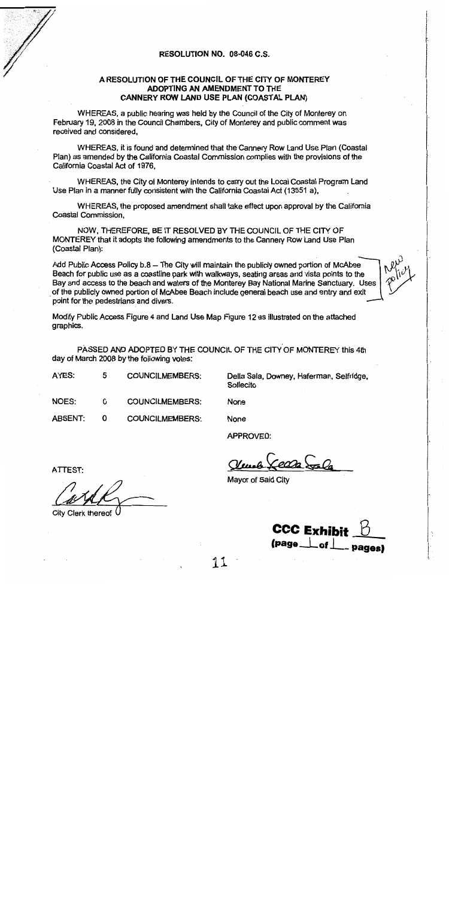## RESOLUTION NO. 08-046 C.S.

### A RESOLUTION OF THE COUNCIL OF THE CITY OF MONTEREY ADOPTING AN AMENDMENT TO THE CANNERY ROW LAND USE PLAN (COASTAL PLAN)

WHEREAS, a public hearing was held by the Council of the City of Monterey on February 19, 2008 in the Council Chambers, City of Monterey and public comment was received and considered,

WHEREAS, it is found and determined that the Cannery Row Land Use Plan (Coastal Plan) as amended by the California Coastal Commission complies with the provisions of the California Coastal Act of 1976,

WHEREAS, the City of Monterey intends to carry out the Local Coastal Program Land Use Plan in a manner fully consistent with the California Coastal Act (13551 a),

WHEREAS, the proposed amendment shall take effect upon approval by the California Coastal Commission,

NOW, THEREFORE, BE IT RESOLVED BY THE COUNCIL OF THE CITY OF MONTEREY that it adopts the following amendments to the Cannery Row Land Use Plan (Coastal Plan):

Add Public Access Policy b.8 – The City will maintain the publicly owned portion of McAbee Beach for public use as a coastline park with walkways, seating areas and vista points to the Bay and access to the beach and waters of the Monterey Bay National Marine Sanctuary. Uses of the publicly owned portion of McAbee Beach include general beach use and entry and exit point for the pedestrians and divers.

New policy

Modify Public Access Figure 4 and Land Use Map Figure 12 as illustrated on the attached graphics.

PASSED AND ADOPTED BY THE COUNCIL OF THE CITY OF MONTEREY this 4th day of March 2008 by the following votes:

| | | | |
|---|---|---|---|
| AYES: | 5 | COUNCILMEMBERS: | Della Sala, Downey, Haferman, Selfridge, Sollecito |
| NOES: | 0 | COUNCILMEMBERS: | None |
| ABSENT: | 0 | COUNCILMEMBERS: | None |

APPROVED:

Mayor of Said City

ATTEST:

City Clerk thereof

**CCC Exhibit B**
**(page 1 of 1 pages)**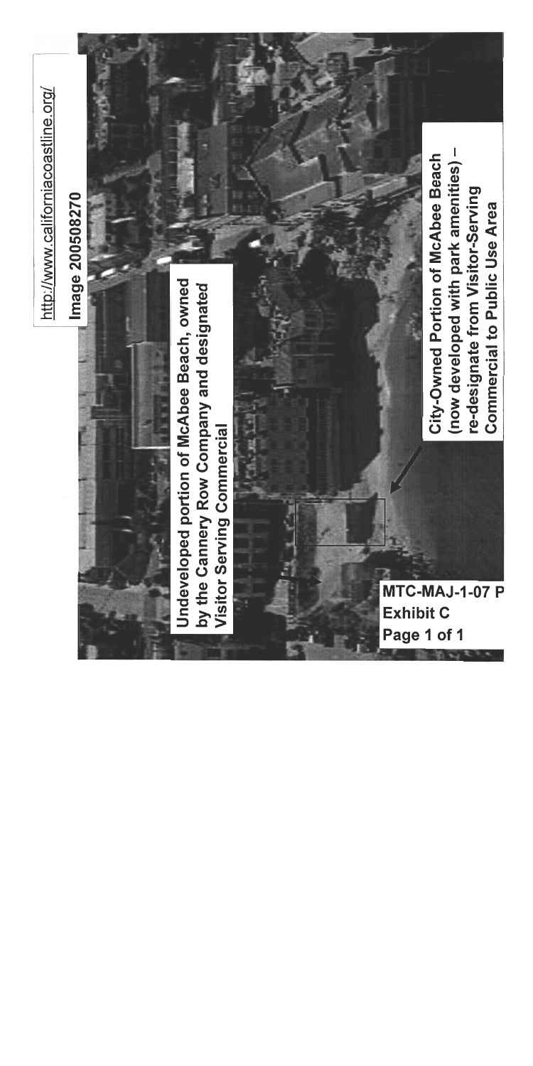http://www.californiacoastline.org/

Image 200508270

Undeveloped portion of McAbee Beach, owned by the Cannery Row Company and designated Visitor Serving Commercial

City-Owned Portion of McAbee Beach (now developed with park amenities) – re-designate from Visitor-Serving Commercial to Public Use Area

MTC-MAJ-1-07 P

Exhibit C

Page 1 of 1